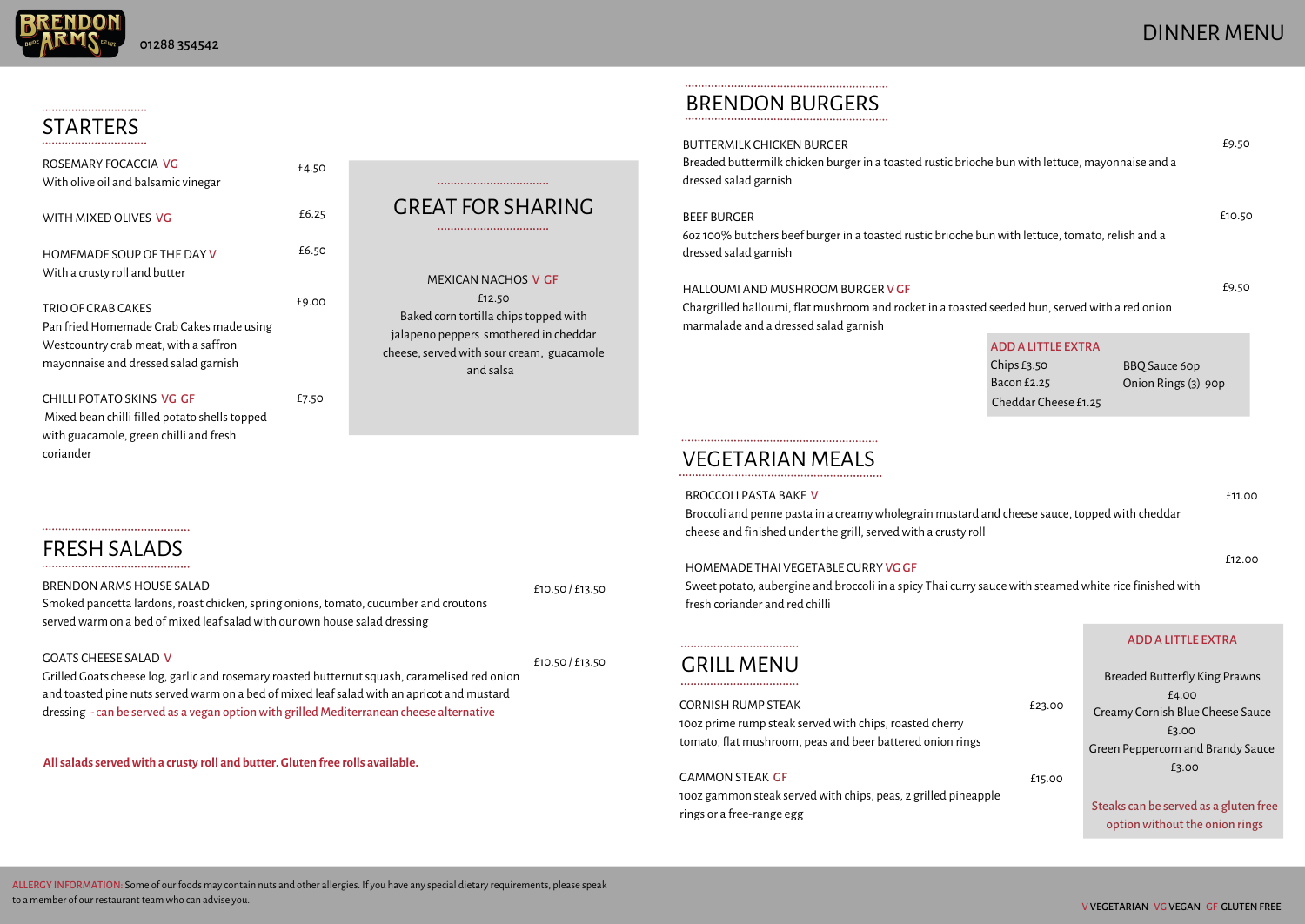BRENDON ARMS

01288 354542

# DINNER MENU

## STARTERS

ROSEMARY FOCACCIA VG — £4.50
With olive oil and balsamic vinegar

WITH MIXED OLIVES VG — £6.25

HOMEMADE SOUP OF THE DAY V — £6.50
With a crusty roll and butter

TRIO OF CRAB CAKES — £9.00
Pan fried Homemade Crab Cakes made using Westcountry crab meat, with a saffron mayonnaise and dressed salad garnish

CHILLI POTATO SKINS VG GF — £7.50
Mixed bean chilli filled potato shells topped with guacamole, green chilli and fresh coriander

## GREAT FOR SHARING

MEXICAN NACHOS V GF
£12.50
Baked corn tortilla chips topped with jalapeno peppers smothered in cheddar cheese, served with sour cream, guacamole and salsa

## FRESH SALADS

BRENDON ARMS HOUSE SALAD — £10.50 / £13.50
Smoked pancetta lardons, roast chicken, spring onions, tomato, cucumber and croutons served warm on a bed of mixed leaf salad with our own house salad dressing

GOATS CHEESE SALAD V — £10.50 / £13.50
Grilled Goats cheese log, garlic and rosemary roasted butternut squash, caramelised red onion and toasted pine nuts served warm on a bed of mixed leaf salad with an apricot and mustard dressing - can be served as a vegan option with grilled Mediterranean cheese alternative

**All salads served with a crusty roll and butter. Gluten free rolls available.**

## BRENDON BURGERS

BUTTERMILK CHICKEN BURGER — £9.50
Breaded buttermilk chicken burger in a toasted rustic brioche bun with lettuce, mayonnaise and a dressed salad garnish

BEEF BURGER — £10.50
6oz 100% butchers beef burger in a toasted rustic brioche bun with lettuce, tomato, relish and a dressed salad garnish

HALLOUMI AND MUSHROOM BURGER V GF — £9.50
Chargrilled halloumi, flat mushroom and rocket in a toasted seeded bun, served with a red onion marmalade and a dressed salad garnish

**ADD A LITTLE EXTRA**
- Chips £3.50
- Bacon £2.25
- Cheddar Cheese £1.25
- BBQ Sauce 60p
- Onion Rings (3) 90p

## VEGETARIAN MEALS

BROCCOLI PASTA BAKE V — £11.00
Broccoli and penne pasta in a creamy wholegrain mustard and cheese sauce, topped with cheddar cheese and finished under the grill, served with a crusty roll

HOMEMADE THAI VEGETABLE CURRY VG GF — £12.00
Sweet potato, aubergine and broccoli in a spicy Thai curry sauce with steamed white rice finished with fresh coriander and red chilli

## GRILL MENU

CORNISH RUMP STEAK — £23.00
10oz prime rump steak served with chips, roasted cherry tomato, flat mushroom, peas and beer battered onion rings

GAMMON STEAK GF — £15.00
10oz gammon steak served with chips, peas, 2 grilled pineapple rings or a free-range egg

**ADD A LITTLE EXTRA**
- Breaded Butterfly King Prawns £4.00
- Creamy Cornish Blue Cheese Sauce £3.00
- Green Peppercorn and Brandy Sauce £3.00

Steaks can be served as a gluten free option without the onion rings

ALLERGY INFORMATION: Some of our foods may contain nuts and other allergies. If you have any special dietary requirements, please speak to a member of our restaurant team who can advise you.

V VEGETARIAN VG VEGAN GF GLUTEN FREE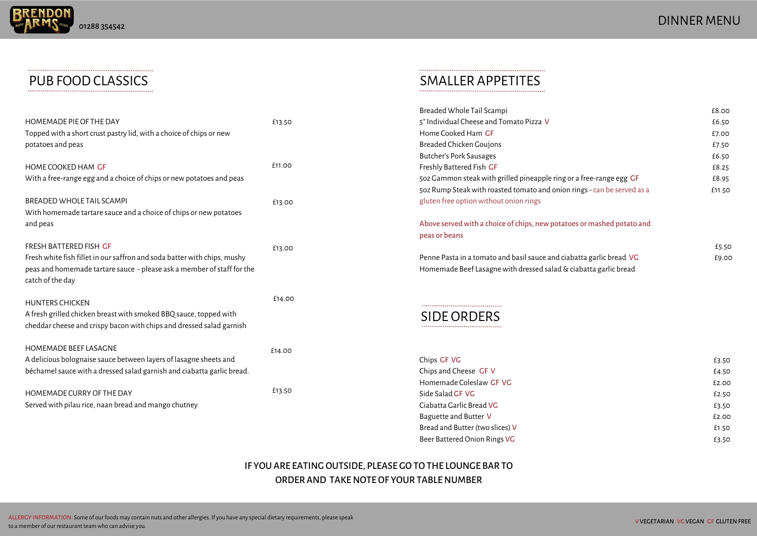# DINNER MENU

01288 354542

## PUB FOOD CLASSICS

**HOMEMADE PIE OF THE DAY** — £13.50
Topped with a short crust pastry lid, with a choice of chips or new potatoes and peas

**HOME COOKED HAM** GF — £11.00
With a free-range egg and a choice of chips or new potatoes and peas

**BREADED WHOLE TAIL SCAMPI** — £13.00
With homemade tartare sauce and a choice of chips or new potatoes and peas

**FRESH BATTERED FISH** GF — £13.00
Fresh white fish fillet in our saffron and soda batter with chips, mushy peas and homemade tartare sauce - please ask a member of staff for the catch of the day

**HUNTERS CHICKEN** — £14.00
A fresh grilled chicken breast with smoked BBQ sauce, topped with cheddar cheese and crispy bacon with chips and dressed salad garnish

**HOMEMADE BEEF LASAGNE** — £14.00
A delicious bolognaise sauce between layers of lasagne sheets and béchamel sauce with a dressed salad garnish and ciabatta garlic bread.

**HOMEMADE CURRY OF THE DAY** — £13.50
Served with pilau rice, naan bread and mango chutney

## SMALLER APPETITES

| | |
|---|---|
| Breaded Whole Tail Scampi | £8.00 |
| 5" Individual Cheese and Tomato Pizza V | £6.50 |
| Home Cooked Ham GF | £7.00 |
| Breaded Chicken Goujons | £7.50 |
| Butcher's Pork Sausages | £6.50 |
| Freshly Battered Fish GF | £8.25 |
| 5oz Gammon steak with grilled pineapple ring or a free-range egg GF | £8.95 |
| 5oz Rump Steak with roasted tomato and onion rings - can be served as a gluten free option without onion rings | £11.50 |

Above served with a choice of chips, new potatoes or mashed potato and peas or beans

| | |
|---|---|
| Penne Pasta in a tomato and basil sauce and ciabatta garlic bread VG | £5.50 |
| Homemade Beef Lasagne with dressed salad & ciabatta garlic bread | £9.00 |

## SIDE ORDERS

| | |
|---|---|
| Chips GF VG | £3.50 |
| Chips and Cheese GF V | £4.50 |
| Homemade Coleslaw GF VG | £2.00 |
| Side Salad GF VG | £2.50 |
| Ciabatta Garlic Bread VG | £3.50 |
| Baguette and Butter V | £2.00 |
| Bread and Butter (two slices) V | £1.50 |
| Beer Battered Onion Rings VG | £3.50 |

**IF YOU ARE EATING OUTSIDE, PLEASE GO TO THE LOUNGE BAR TO ORDER AND TAKE NOTE OF YOUR TABLE NUMBER**

ALLERGY INFORMATION: Some of our foods may contain nuts and other allergies. If you have any special dietary requirements, please speak to a member of our restaurant team who can advise you.

V VEGETARIAN VG VEGAN GF GLUTEN FREE